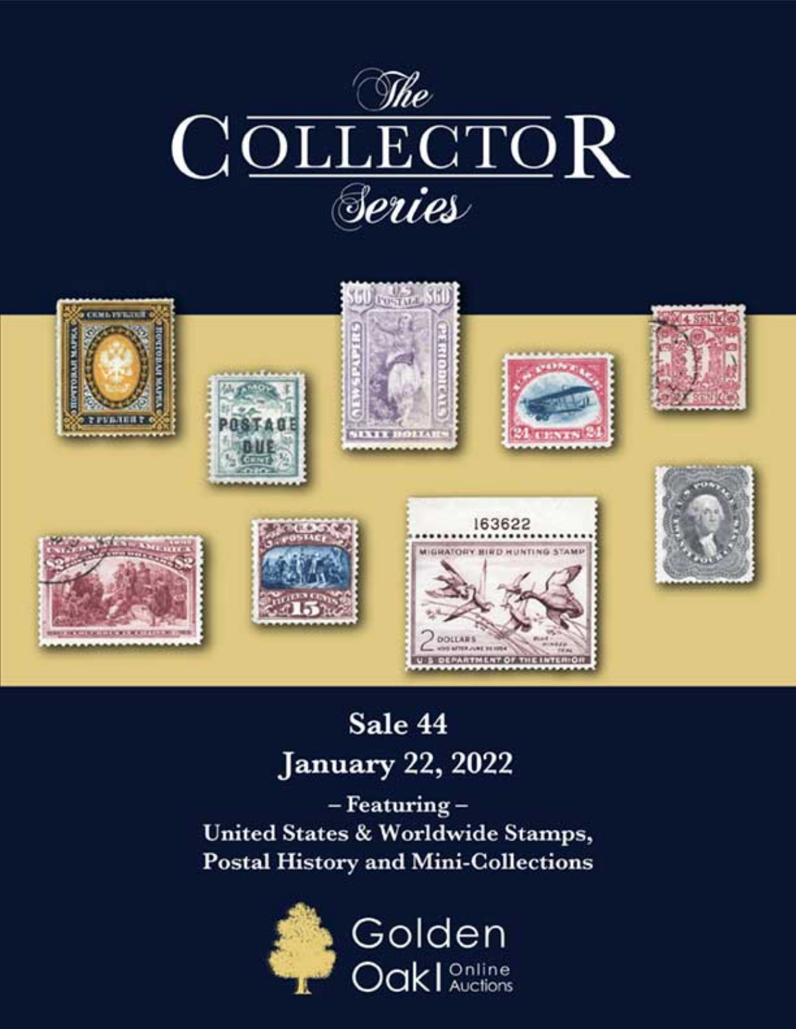# *The* COLLECTOR *Series*

## Sale 44
## January 22, 2022

– Featuring –

**United States & Worldwide Stamps, Postal History and Mini-Collections**

Golden Oak Online Auctions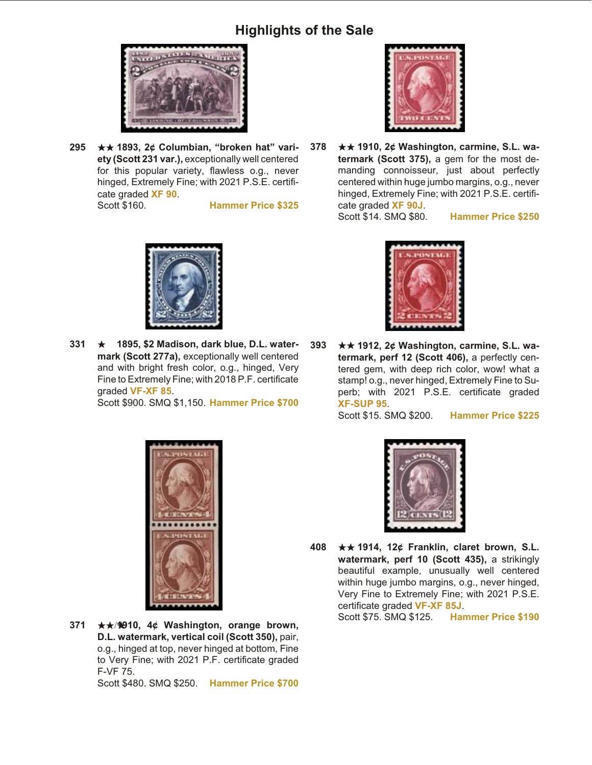# Highlights of the Sale

**295** ★★ **1893, 2¢ Columbian, "broken hat" variety (Scott 231 var.),** exceptionally well centered for this popular variety, flawless o.g., never hinged, Extremely Fine; with 2021 P.S.E. certificate graded **XF 90**.
Scott $160. **Hammer Price $325**

**331** ★ **1895, $2 Madison, dark blue, D.L. watermark (Scott 277a),** exceptionally well centered and with bright fresh color, o.g., hinged, Very Fine to Extremely Fine; with 2018 P.F. certificate graded **VF-XF 85**.
Scott $900. SMQ $1,150. **Hammer Price $700**

**371** ★★/★ **1910, 4¢ Washington, orange brown, D.L. watermark, vertical coil (Scott 350),** pair, o.g., hinged at top, never hinged at bottom, Fine to Very Fine; with 2021 P.F. certificate graded F-VF 75.
Scott $480. SMQ $250. **Hammer Price $700**

**378** ★★ **1910, 2¢ Washington, carmine, S.L. watermark (Scott 375),** a gem for the most demanding connoisseur, just about perfectly centered within huge jumbo margins, o.g., never hinged, Extremely Fine; with 2021 P.S.E. certificate graded **XF 90J**.
Scott $14. SMQ $80. **Hammer Price $250**

**393** ★★ **1912, 2¢ Washington, carmine, S.L. watermark, perf 12 (Scott 406),** a perfectly centered gem, with deep rich color, wow! what a stamp! o.g., never hinged, Extremely Fine to Superb; with 2021 P.S.E. certificate graded **XF-SUP 95**.
Scott $15. SMQ $200. **Hammer Price $225**

**408** ★★ **1914, 12¢ Franklin, claret brown, S.L. watermark, perf 10 (Scott 435),** a strikingly beautiful example, unusually well centered within huge jumbo margins, o.g., never hinged, Very Fine to Extremely Fine; with 2021 P.S.E. certificate graded **VF-XF 85J**.
Scott $75. SMQ $125. **Hammer Price $190**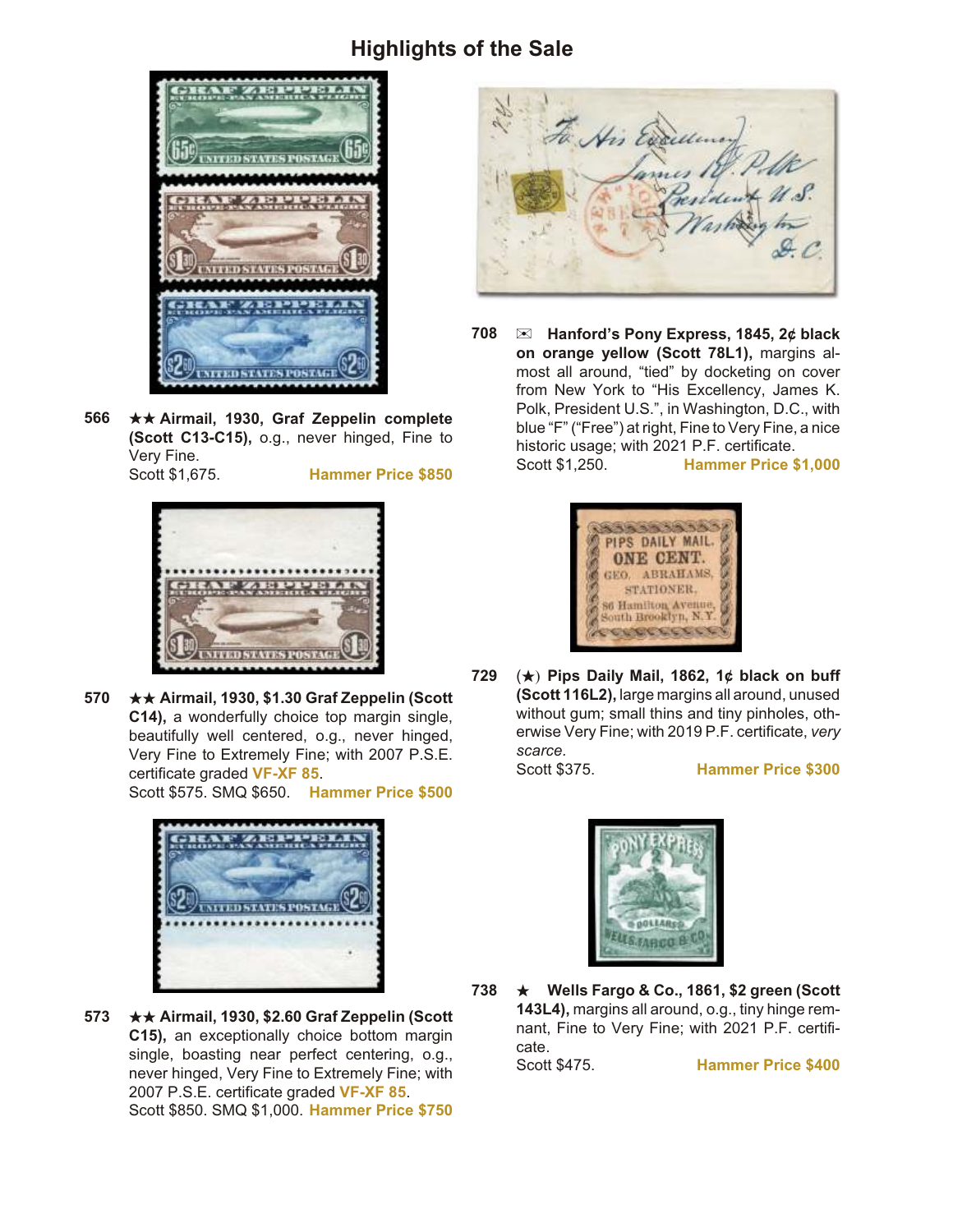# Highlights of the Sale

**566** ★★ **Airmail, 1930, Graf Zeppelin complete (Scott C13-C15),** o.g., never hinged, Fine to Very Fine.
Scott $1,675. **Hammer Price $850**

**570** ★★ **Airmail, 1930, $1.30 Graf Zeppelin (Scott C14),** a wonderfully choice top margin single, beautifully well centered, o.g., never hinged, Very Fine to Extremely Fine; with 2007 P.S.E. certificate graded **VF-XF 85**.
Scott $575. SMQ $650. **Hammer Price $500**

**573** ★★ **Airmail, 1930, $2.60 Graf Zeppelin (Scott C15),** an exceptionally choice bottom margin single, boasting near perfect centering, o.g., never hinged, Very Fine to Extremely Fine; with 2007 P.S.E. certificate graded **VF-XF 85**.
Scott $850. SMQ $1,000. **Hammer Price $750**

**708** ✉ **Hanford's Pony Express, 1845, 2¢ black on orange yellow (Scott 78L1),** margins almost all around, "tied" by docketing on cover from New York to "His Excellency, James K. Polk, President U.S.", in Washington, D.C., with blue "F" ("Free") at right, Fine to Very Fine, a nice historic usage; with 2021 P.F. certificate.
Scott $1,250. **Hammer Price $1,000**

**729** (★) **Pips Daily Mail, 1862, 1¢ black on buff (Scott 116L2),** large margins all around, unused without gum; small thins and tiny pinholes, otherwise Very Fine; with 2019 P.F. certificate, *very scarce.*
Scott $375. **Hammer Price $300**

**738** ★ **Wells Fargo & Co., 1861, $2 green (Scott 143L4),** margins all around, o.g., tiny hinge remnant, Fine to Very Fine; with 2021 P.F. certificate.
Scott $475. **Hammer Price $400**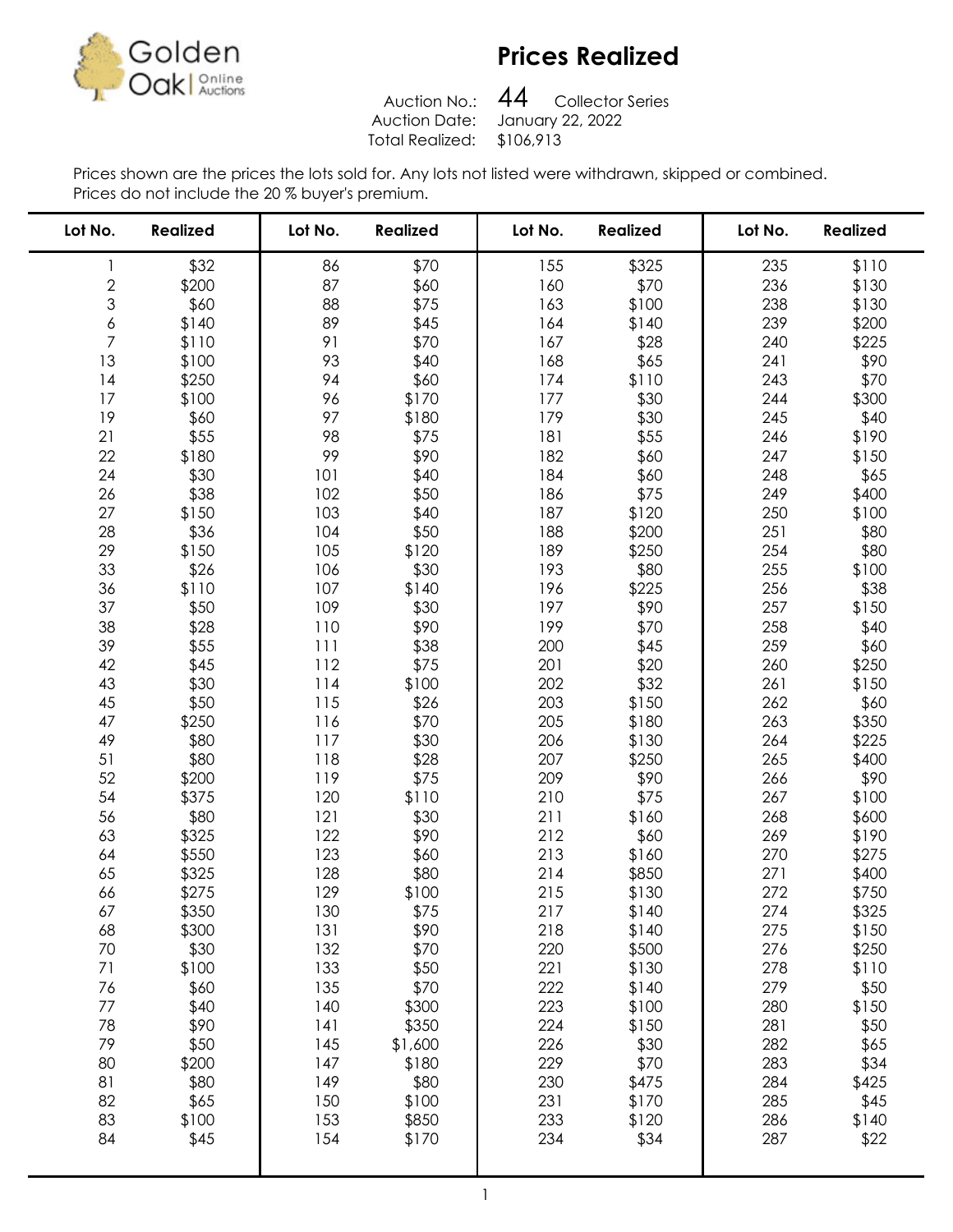Golden Oak Online Auctions

# Prices Realized

Auction No.: 44 Collector Series
Auction Date: January 22, 2022
Total Realized: $106,913

Prices shown are the prices the lots sold for. Any lots not listed were withdrawn, skipped or combined.
Prices do not include the 20 % buyer's premium.

| Lot No. | Realized | Lot No. | Realized | Lot No. | Realized | Lot No. | Realized |
|---|---|---|---|---|---|---|---|
| 1 | $32 | 86 | $70 | 155 | $325 | 235 | $110 |
| 2 | $200 | 87 | $60 | 160 | $70 | 236 | $130 |
| 3 | $60 | 88 | $75 | 163 | $100 | 238 | $130 |
| 6 | $140 | 89 | $45 | 164 | $140 | 239 | $200 |
| 7 | $110 | 91 | $70 | 167 | $28 | 240 | $225 |
| 13 | $100 | 93 | $40 | 168 | $65 | 241 | $90 |
| 14 | $250 | 94 | $60 | 174 | $110 | 243 | $70 |
| 17 | $100 | 96 | $170 | 177 | $30 | 244 | $300 |
| 19 | $60 | 97 | $180 | 179 | $30 | 245 | $40 |
| 21 | $55 | 98 | $75 | 181 | $55 | 246 | $190 |
| 22 | $180 | 99 | $90 | 182 | $60 | 247 | $150 |
| 24 | $30 | 101 | $40 | 184 | $60 | 248 | $65 |
| 26 | $38 | 102 | $50 | 186 | $75 | 249 | $400 |
| 27 | $150 | 103 | $40 | 187 | $120 | 250 | $100 |
| 28 | $36 | 104 | $50 | 188 | $200 | 251 | $80 |
| 29 | $150 | 105 | $120 | 189 | $250 | 254 | $80 |
| 33 | $26 | 106 | $30 | 193 | $80 | 255 | $100 |
| 36 | $110 | 107 | $140 | 196 | $225 | 256 | $38 |
| 37 | $50 | 109 | $30 | 197 | $90 | 257 | $150 |
| 38 | $28 | 110 | $90 | 199 | $70 | 258 | $40 |
| 39 | $55 | 111 | $38 | 200 | $45 | 259 | $60 |
| 42 | $45 | 112 | $75 | 201 | $20 | 260 | $250 |
| 43 | $30 | 114 | $100 | 202 | $32 | 261 | $150 |
| 45 | $50 | 115 | $26 | 203 | $150 | 262 | $60 |
| 47 | $250 | 116 | $70 | 205 | $180 | 263 | $350 |
| 49 | $80 | 117 | $30 | 206 | $130 | 264 | $225 |
| 51 | $80 | 118 | $28 | 207 | $250 | 265 | $400 |
| 52 | $200 | 119 | $75 | 209 | $90 | 266 | $90 |
| 54 | $375 | 120 | $110 | 210 | $75 | 267 | $100 |
| 56 | $80 | 121 | $30 | 211 | $160 | 268 | $600 |
| 63 | $325 | 122 | $90 | 212 | $60 | 269 | $190 |
| 64 | $550 | 123 | $60 | 213 | $160 | 270 | $275 |
| 65 | $325 | 128 | $80 | 214 | $850 | 271 | $400 |
| 66 | $275 | 129 | $100 | 215 | $130 | 272 | $750 |
| 67 | $350 | 130 | $75 | 217 | $140 | 274 | $325 |
| 68 | $300 | 131 | $90 | 218 | $140 | 275 | $150 |
| 70 | $30 | 132 | $70 | 220 | $500 | 276 | $250 |
| 71 | $100 | 133 | $50 | 221 | $130 | 278 | $110 |
| 76 | $60 | 135 | $70 | 222 | $140 | 279 | $50 |
| 77 | $40 | 140 | $300 | 223 | $100 | 280 | $150 |
| 78 | $90 | 141 | $350 | 224 | $150 | 281 | $50 |
| 79 | $50 | 145 | $1,600 | 226 | $30 | 282 | $65 |
| 80 | $200 | 147 | $180 | 229 | $70 | 283 | $34 |
| 81 | $80 | 149 | $80 | 230 | $475 | 284 | $425 |
| 82 | $65 | 150 | $100 | 231 | $170 | 285 | $45 |
| 83 | $100 | 153 | $850 | 233 | $120 | 286 | $140 |
| 84 | $45 | 154 | $170 | 234 | $34 | 287 | $22 |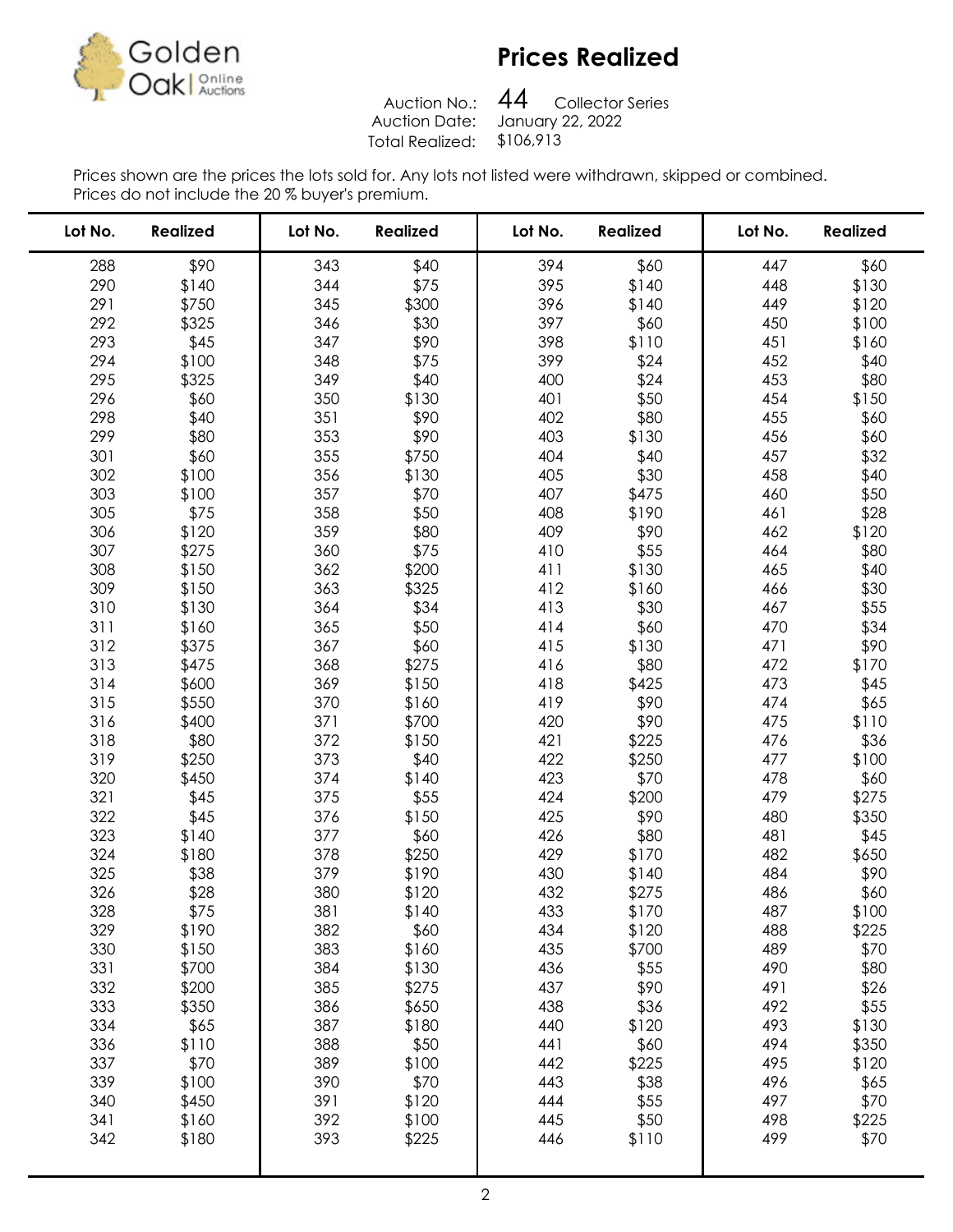Golden Oak | Online Auctions

# Prices Realized

Auction No.: 44 Collector Series
Auction Date: January 22, 2022
Total Realized: $106,913

Prices shown are the prices the lots sold for. Any lots not listed were withdrawn, skipped or combined.
Prices do not include the 20 % buyer's premium.

| Lot No. | Realized | Lot No. | Realized | Lot No. | Realized | Lot No. | Realized |
|---|---|---|---|---|---|---|---|
| 288 | $90 | 343 | $40 | 394 | $60 | 447 | $60 |
| 290 | $140 | 344 | $75 | 395 | $140 | 448 | $130 |
| 291 | $750 | 345 | $300 | 396 | $140 | 449 | $120 |
| 292 | $325 | 346 | $30 | 397 | $60 | 450 | $100 |
| 293 | $45 | 347 | $90 | 398 | $110 | 451 | $160 |
| 294 | $100 | 348 | $75 | 399 | $24 | 452 | $40 |
| 295 | $325 | 349 | $40 | 400 | $24 | 453 | $80 |
| 296 | $60 | 350 | $130 | 401 | $50 | 454 | $150 |
| 298 | $40 | 351 | $90 | 402 | $80 | 455 | $60 |
| 299 | $80 | 353 | $90 | 403 | $130 | 456 | $60 |
| 301 | $60 | 355 | $750 | 404 | $40 | 457 | $32 |
| 302 | $100 | 356 | $130 | 405 | $30 | 458 | $40 |
| 303 | $100 | 357 | $70 | 407 | $475 | 460 | $50 |
| 305 | $75 | 358 | $50 | 408 | $190 | 461 | $28 |
| 306 | $120 | 359 | $80 | 409 | $90 | 462 | $120 |
| 307 | $275 | 360 | $75 | 410 | $55 | 464 | $80 |
| 308 | $150 | 362 | $200 | 411 | $130 | 465 | $40 |
| 309 | $150 | 363 | $325 | 412 | $160 | 466 | $30 |
| 310 | $130 | 364 | $34 | 413 | $30 | 467 | $55 |
| 311 | $160 | 365 | $50 | 414 | $60 | 470 | $34 |
| 312 | $375 | 367 | $60 | 415 | $130 | 471 | $90 |
| 313 | $475 | 368 | $275 | 416 | $80 | 472 | $170 |
| 314 | $600 | 369 | $150 | 418 | $425 | 473 | $45 |
| 315 | $550 | 370 | $160 | 419 | $90 | 474 | $65 |
| 316 | $400 | 371 | $700 | 420 | $90 | 475 | $110 |
| 318 | $80 | 372 | $150 | 421 | $225 | 476 | $36 |
| 319 | $250 | 373 | $40 | 422 | $250 | 477 | $100 |
| 320 | $450 | 374 | $140 | 423 | $70 | 478 | $60 |
| 321 | $45 | 375 | $55 | 424 | $200 | 479 | $275 |
| 322 | $45 | 376 | $150 | 425 | $90 | 480 | $350 |
| 323 | $140 | 377 | $60 | 426 | $80 | 481 | $45 |
| 324 | $180 | 378 | $250 | 429 | $170 | 482 | $650 |
| 325 | $38 | 379 | $190 | 430 | $140 | 484 | $90 |
| 326 | $28 | 380 | $120 | 432 | $275 | 486 | $60 |
| 328 | $75 | 381 | $140 | 433 | $170 | 487 | $100 |
| 329 | $190 | 382 | $60 | 434 | $120 | 488 | $225 |
| 330 | $150 | 383 | $160 | 435 | $700 | 489 | $70 |
| 331 | $700 | 384 | $130 | 436 | $55 | 490 | $80 |
| 332 | $200 | 385 | $275 | 437 | $90 | 491 | $26 |
| 333 | $350 | 386 | $650 | 438 | $36 | 492 | $55 |
| 334 | $65 | 387 | $180 | 440 | $120 | 493 | $130 |
| 336 | $110 | 388 | $50 | 441 | $60 | 494 | $350 |
| 337 | $70 | 389 | $100 | 442 | $225 | 495 | $120 |
| 339 | $100 | 390 | $70 | 443 | $38 | 496 | $65 |
| 340 | $450 | 391 | $120 | 444 | $55 | 497 | $70 |
| 341 | $160 | 392 | $100 | 445 | $50 | 498 | $225 |
| 342 | $180 | 393 | $225 | 446 | $110 | 499 | $70 |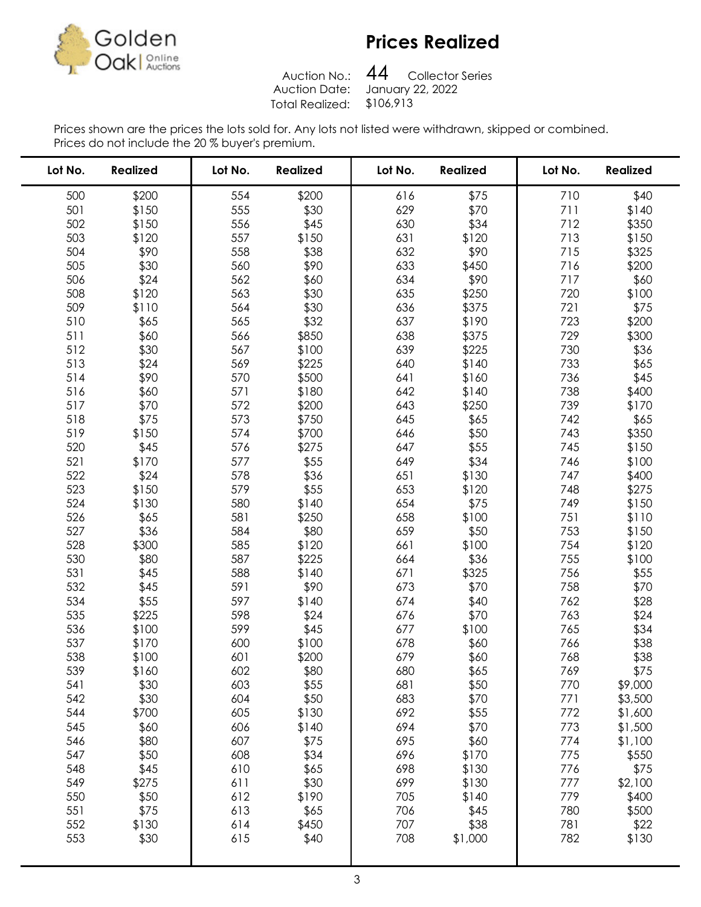Golden Oak | Online Auctions

# Prices Realized

Auction No.: 44 Collector Series
Auction Date: January 22, 2022
Total Realized: $106,913

Prices shown are the prices the lots sold for. Any lots not listed were withdrawn, skipped or combined.
Prices do not include the 20 % buyer's premium.

| Lot No. | Realized | Lot No. | Realized | Lot No. | Realized | Lot No. | Realized |
|---|---|---|---|---|---|---|---|
| 500 | $200 | 554 | $200 | 616 | $75 | 710 | $40 |
| 501 | $150 | 555 | $30 | 629 | $70 | 711 | $140 |
| 502 | $150 | 556 | $45 | 630 | $34 | 712 | $350 |
| 503 | $120 | 557 | $150 | 631 | $120 | 713 | $150 |
| 504 | $90 | 558 | $38 | 632 | $90 | 715 | $325 |
| 505 | $30 | 560 | $90 | 633 | $450 | 716 | $200 |
| 506 | $24 | 562 | $60 | 634 | $90 | 717 | $60 |
| 508 | $120 | 563 | $30 | 635 | $250 | 720 | $100 |
| 509 | $110 | 564 | $30 | 636 | $375 | 721 | $75 |
| 510 | $65 | 565 | $32 | 637 | $190 | 723 | $200 |
| 511 | $60 | 566 | $850 | 638 | $375 | 729 | $300 |
| 512 | $30 | 567 | $100 | 639 | $225 | 730 | $36 |
| 513 | $24 | 569 | $225 | 640 | $140 | 733 | $65 |
| 514 | $90 | 570 | $500 | 641 | $160 | 736 | $45 |
| 516 | $60 | 571 | $180 | 642 | $140 | 738 | $400 |
| 517 | $70 | 572 | $200 | 643 | $250 | 739 | $170 |
| 518 | $75 | 573 | $750 | 645 | $65 | 742 | $65 |
| 519 | $150 | 574 | $700 | 646 | $50 | 743 | $350 |
| 520 | $45 | 576 | $275 | 647 | $55 | 745 | $150 |
| 521 | $170 | 577 | $55 | 649 | $34 | 746 | $100 |
| 522 | $24 | 578 | $36 | 651 | $130 | 747 | $400 |
| 523 | $150 | 579 | $55 | 653 | $120 | 748 | $275 |
| 524 | $130 | 580 | $140 | 654 | $75 | 749 | $150 |
| 526 | $65 | 581 | $250 | 658 | $100 | 751 | $110 |
| 527 | $36 | 584 | $80 | 659 | $50 | 753 | $150 |
| 528 | $300 | 585 | $120 | 661 | $100 | 754 | $120 |
| 530 | $80 | 587 | $225 | 664 | $36 | 755 | $100 |
| 531 | $45 | 588 | $140 | 671 | $325 | 756 | $55 |
| 532 | $45 | 591 | $90 | 673 | $70 | 758 | $70 |
| 534 | $55 | 597 | $140 | 674 | $40 | 762 | $28 |
| 535 | $225 | 598 | $24 | 676 | $70 | 763 | $24 |
| 536 | $100 | 599 | $45 | 677 | $100 | 765 | $34 |
| 537 | $170 | 600 | $100 | 678 | $60 | 766 | $38 |
| 538 | $100 | 601 | $200 | 679 | $60 | 768 | $38 |
| 539 | $160 | 602 | $80 | 680 | $65 | 769 | $75 |
| 541 | $30 | 603 | $55 | 681 | $50 | 770 | $9,000 |
| 542 | $30 | 604 | $50 | 683 | $70 | 771 | $3,500 |
| 544 | $700 | 605 | $130 | 692 | $55 | 772 | $1,600 |
| 545 | $60 | 606 | $140 | 694 | $70 | 773 | $1,500 |
| 546 | $80 | 607 | $75 | 695 | $60 | 774 | $1,100 |
| 547 | $50 | 608 | $34 | 696 | $170 | 775 | $550 |
| 548 | $45 | 610 | $65 | 698 | $130 | 776 | $75 |
| 549 | $275 | 611 | $30 | 699 | $130 | 777 | $2,100 |
| 550 | $50 | 612 | $190 | 705 | $140 | 779 | $400 |
| 551 | $75 | 613 | $65 | 706 | $45 | 780 | $500 |
| 552 | $130 | 614 | $450 | 707 | $38 | 781 | $22 |
| 553 | $30 | 615 | $40 | 708 | $1,000 | 782 | $130 |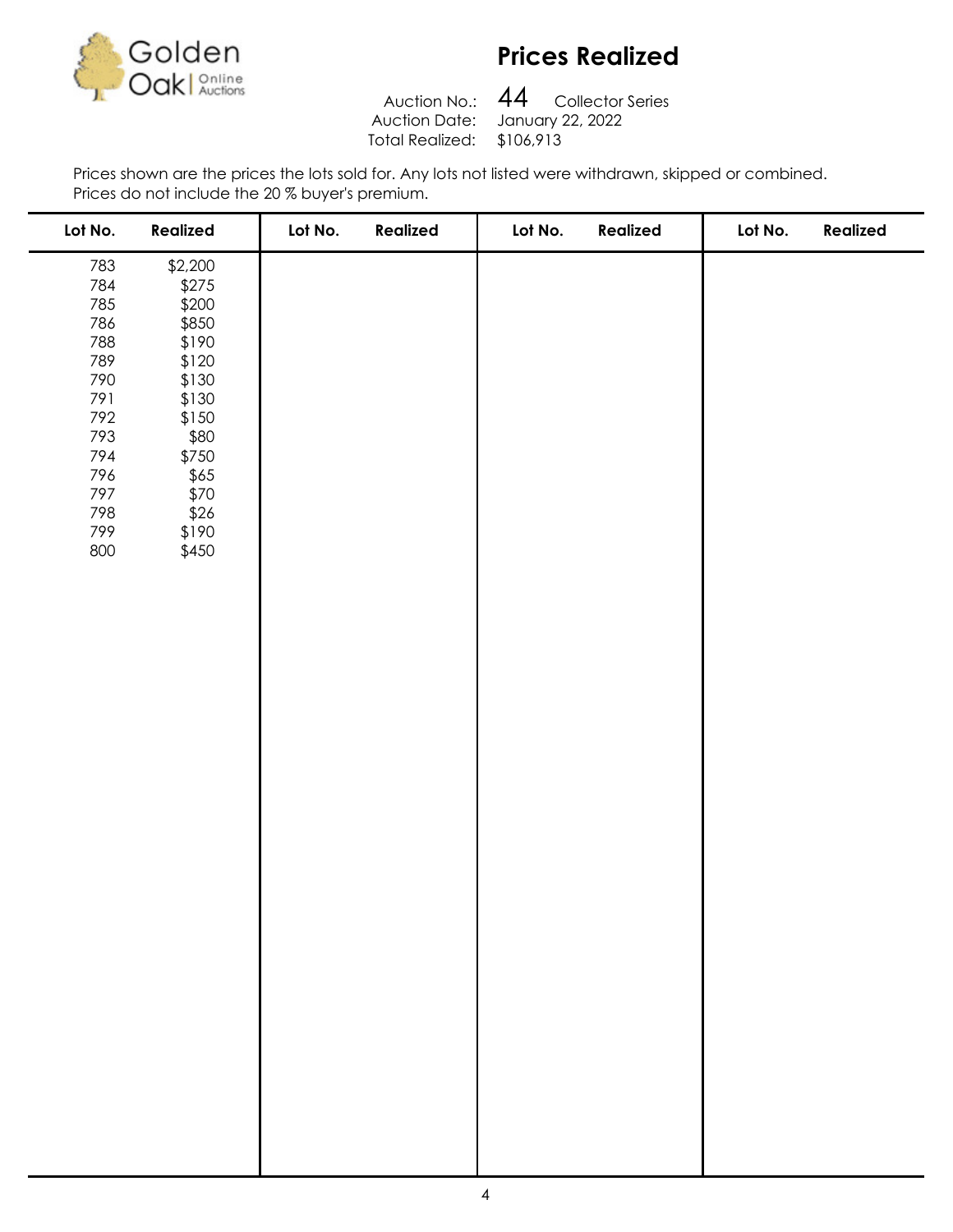Golden Oak Online Auctions

# Prices Realized

Auction No.: 44 Collector Series
Auction Date: January 22, 2022
Total Realized: $106,913

Prices shown are the prices the lots sold for. Any lots not listed were withdrawn, skipped or combined.
Prices do not include the 20 % buyer's premium.

| Lot No. | Realized | Lot No. | Realized | Lot No. | Realized | Lot No. | Realized |
|---|---|---|---|---|---|---|---|
| 783 | $2,200 | | | | | | |
| 784 | $275 | | | | | | |
| 785 | $200 | | | | | | |
| 786 | $850 | | | | | | |
| 788 | $190 | | | | | | |
| 789 | $120 | | | | | | |
| 790 | $130 | | | | | | |
| 791 | $130 | | | | | | |
| 792 | $150 | | | | | | |
| 793 | $80 | | | | | | |
| 794 | $750 | | | | | | |
| 796 | $65 | | | | | | |
| 797 | $70 | | | | | | |
| 798 | $26 | | | | | | |
| 799 | $190 | | | | | | |
| 800 | $450 | | | | | | |